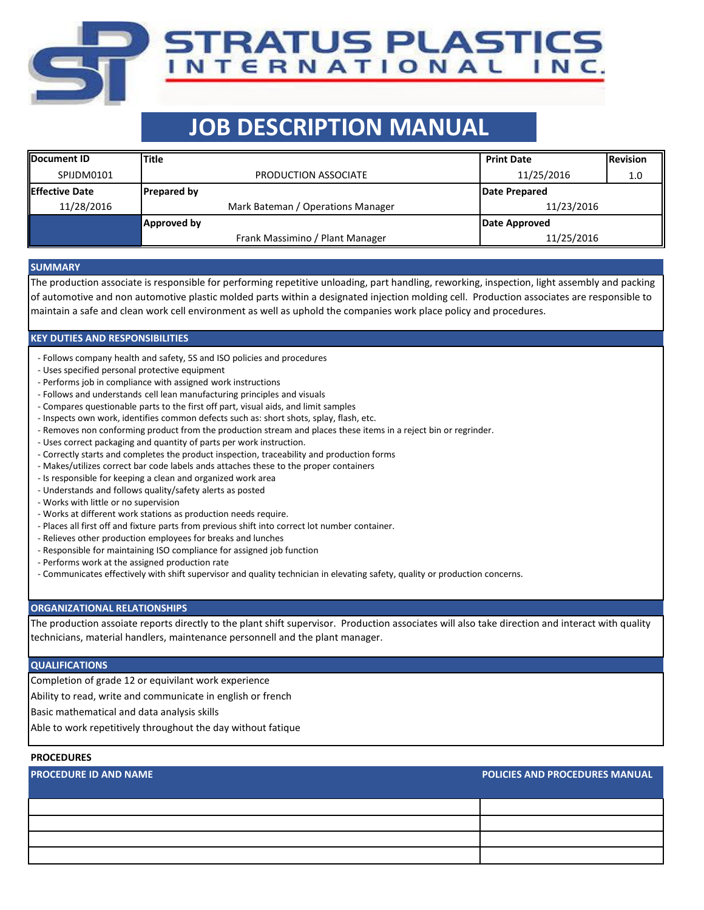# STRATUS PLASTICS INTERNATIONAL INC.

# JOB DESCRIPTION MANUAL

| Document ID | Title | Print Date | Revision |
|---|---|---|---|
| SPIJDM0101 | PRODUCTION ASSOCIATE | 11/25/2016 | 1.0 |
| **Effective Date** | **Prepared by** | **Date Prepared** | |
| 11/28/2016 | Mark Bateman / Operations Manager | 11/23/2016 | |
| | **Approved by** | **Date Approved** | |
| | Frank Massimino / Plant Manager | 11/25/2016 | |

## SUMMARY

The production associate is responsible for performing repetitive unloading, part handling, reworking, inspection, light assembly and packing of automotive and non automotive plastic molded parts within a designated injection molding cell. Production associates are responsible to maintain a safe and clean work cell environment as well as uphold the companies work place policy and procedures.

## KEY DUTIES AND RESPONSIBILITIES

- Follows company health and safety, 5S and ISO policies and procedures
- Uses specified personal protective equipment
- Performs job in compliance with assigned work instructions
- Follows and understands cell lean manufacturing principles and visuals
- Compares questionable parts to the first off part, visual aids, and limit samples
- Inspects own work, identifies common defects such as: short shots, splay, flash, etc.
- Removes non conforming product from the production stream and places these items in a reject bin or regrinder.
- Uses correct packaging and quantity of parts per work instruction.
- Correctly starts and completes the product inspection, traceability and production forms
- Makes/utilizes correct bar code labels ands attaches these to the proper containers
- Is responsible for keeping a clean and organized work area
- Understands and follows quality/safety alerts as posted
- Works with little or no supervision
- Works at different work stations as production needs require.
- Places all first off and fixture parts from previous shift into correct lot number container.
- Relieves other production employees for breaks and lunches
- Responsible for maintaining ISO compliance for assigned job function
- Performs work at the assigned production rate
- Communicates effectively with shift supervisor and quality technician in elevating safety, quality or production concerns.

## ORGANIZATIONAL RELATIONSHIPS

The production assoiate reports directly to the plant shift supervisor. Production associates will also take direction and interact with quality technicians, material handlers, maintenance personnell and the plant manager.

## QUALIFICATIONS

Completion of grade 12 or equivilant work experience

Ability to read, write and communicate in english or french

Basic mathematical and data analysis skills

Able to work repetitively throughout the day without fatique

## PROCEDURES

| PROCEDURE ID AND NAME | POLICIES AND PROCEDURES MANUAL |
|---|---|
| | |
| | |
| | |
| | |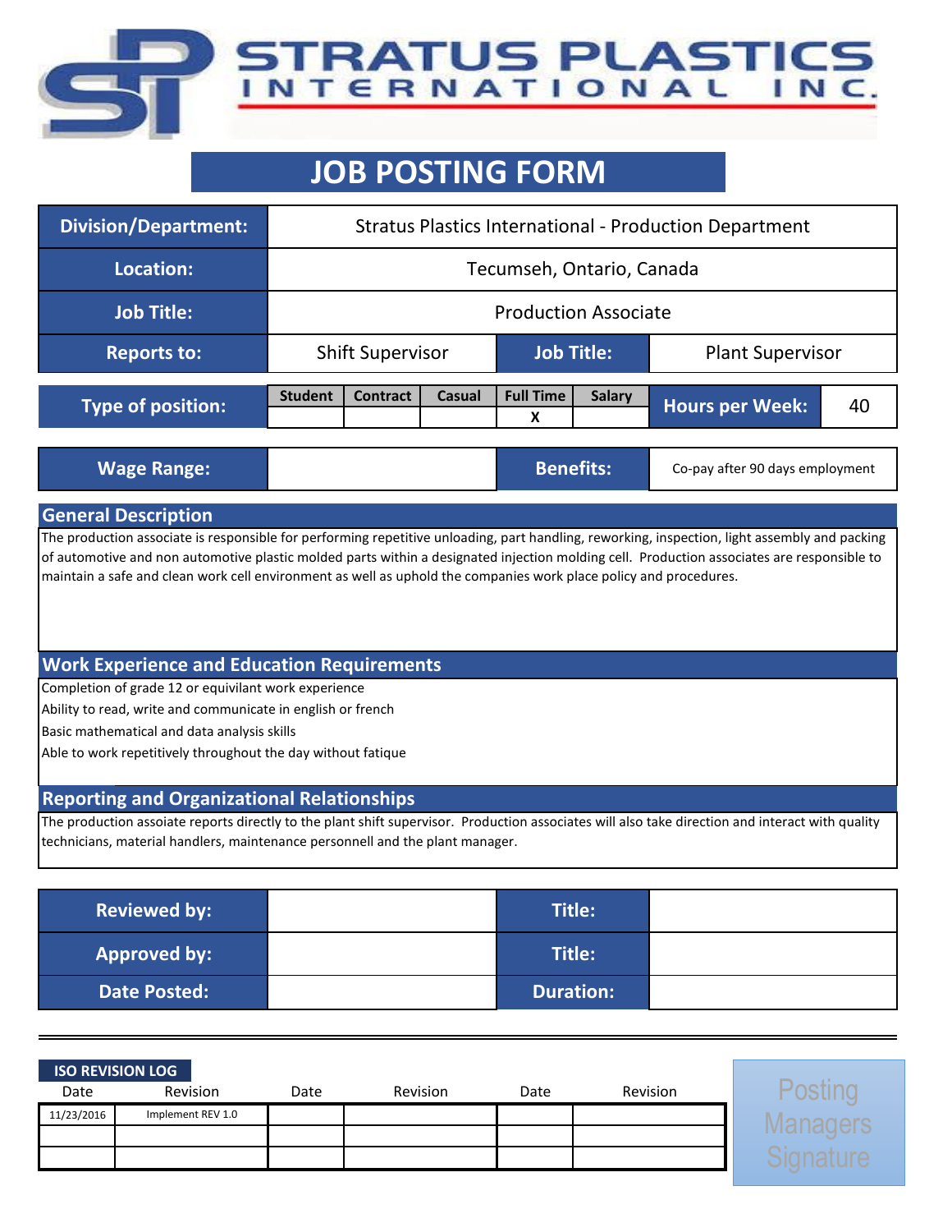# STRATUS PLASTICS INTERNATIONAL INC.

## JOB POSTING FORM

| | | | |
|---|---|---|---|
| **Division/Department:** | Stratus Plastics International - Production Department | | |
| **Location:** | Tecumseh, Ontario, Canada | | |
| **Job Title:** | Production Associate | | |
| **Reports to:** | Shift Supervisor | **Job Title:** | Plant Supervisor |

| **Type of position:** | Student | Contract | Casual | Full Time | Salary | **Hours per Week:** | 40 |
|---|---|---|---|---|---|---|---|
| | | | | X | | | |

| | | | |
|---|---|---|---|
| **Wage Range:** | | **Benefits:** | Co-pay after 90 days employment |

### General Description

The production associate is responsible for performing repetitive unloading, part handling, reworking, inspection, light assembly and packing of automotive and non automotive plastic molded parts within a designated injection molding cell. Production associates are responsible to maintain a safe and clean work cell environment as well as uphold the companies work place policy and procedures.

### Work Experience and Education Requirements

Completion of grade 12 or equivilant work experience
Ability to read, write and communicate in english or french
Basic mathematical and data analysis skills
Able to work repetitively throughout the day without fatique

### Reporting and Organizational Relationships

The production assoiate reports directly to the plant shift supervisor. Production associates will also take direction and interact with quality technicians, material handlers, maintenance personnell and the plant manager.

| | | | |
|---|---|---|---|
| **Reviewed by:** | | **Title:** | |
| **Approved by:** | | **Title:** | |
| **Date Posted:** | | **Duration:** | |

**ISO REVISION LOG**

| Date | Revision | Date | Revision | Date | Revision |
|---|---|---|---|---|---|
| 11/23/2016 | Implement REV 1.0 | | | | |
| | | | | | |
| | | | | | |

Posting Managers Signature